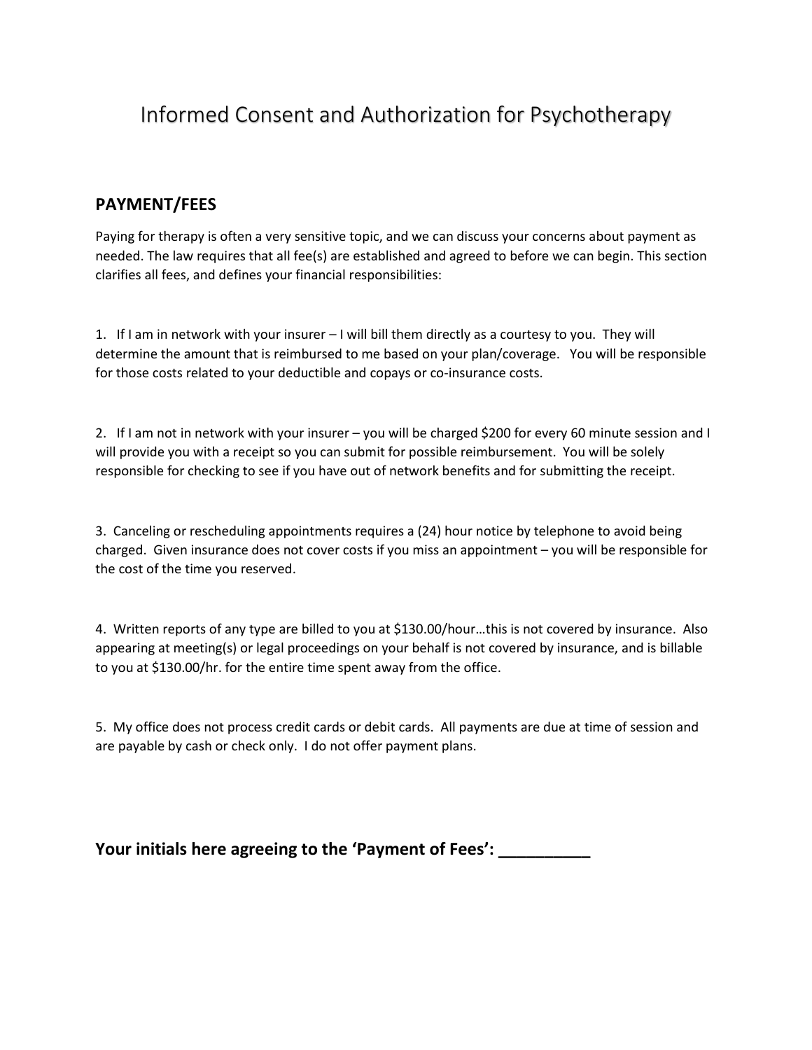# Informed Consent and Authorization for Psychotherapy

## PAYMENT/FEES

Paying for therapy is often a very sensitive topic, and we can discuss your concerns about payment as needed. The law requires that all fee(s) are established and agreed to before we can begin. This section clarifies all fees, and defines your financial responsibilities:

1. If I am in network with your insurer – I will bill them directly as a courtesy to you. They will determine the amount that is reimbursed to me based on your plan/coverage. You will be responsible for those costs related to your deductible and copays or co-insurance costs.

2. If I am not in network with your insurer – you will be charged $200 for every 60 minute session and I will provide you with a receipt so you can submit for possible reimbursement. You will be solely responsible for checking to see if you have out of network benefits and for submitting the receipt.

3. Canceling or rescheduling appointments requires a (24) hour notice by telephone to avoid being charged. Given insurance does not cover costs if you miss an appointment – you will be responsible for the cost of the time you reserved.

4. Written reports of any type are billed to you at $130.00/hour…this is not covered by insurance. Also appearing at meeting(s) or legal proceedings on your behalf is not covered by insurance, and is billable to you at $130.00/hr. for the entire time spent away from the office.

5. My office does not process credit cards or debit cards. All payments are due at time of session and are payable by cash or check only. I do not offer payment plans.

**Your initials here agreeing to the 'Payment of Fees': __________**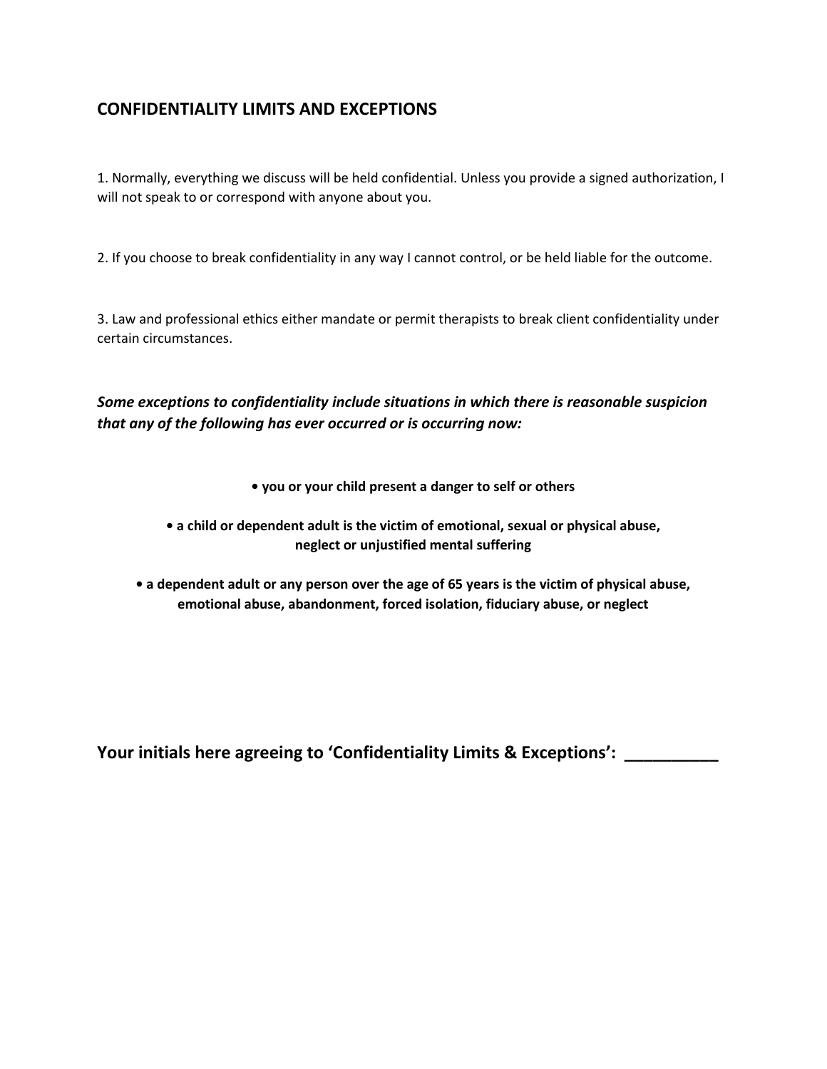## CONFIDENTIALITY LIMITS AND EXCEPTIONS

1. Normally, everything we discuss will be held confidential. Unless you provide a signed authorization, I will not speak to or correspond with anyone about you.

2. If you choose to break confidentiality in any way I cannot control, or be held liable for the outcome.

3. Law and professional ethics either mandate or permit therapists to break client confidentiality under certain circumstances.

***Some exceptions to confidentiality include situations in which there is reasonable suspicion that any of the following has ever occurred or is occurring now:***

**• you or your child present a danger to self or others**

**• a child or dependent adult is the victim of emotional, sexual or physical abuse, neglect or unjustified mental suffering**

**• a dependent adult or any person over the age of 65 years is the victim of physical abuse, emotional abuse, abandonment, forced isolation, fiduciary abuse, or neglect**

**Your initials here agreeing to 'Confidentiality Limits & Exceptions': __________**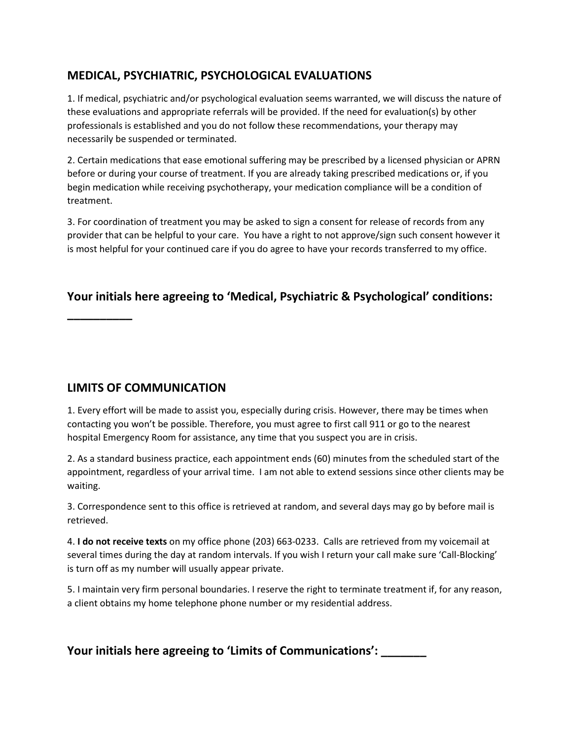## MEDICAL, PSYCHIATRIC, PSYCHOLOGICAL EVALUATIONS

1. If medical, psychiatric and/or psychological evaluation seems warranted, we will discuss the nature of these evaluations and appropriate referrals will be provided. If the need for evaluation(s) by other professionals is established and you do not follow these recommendations, your therapy may necessarily be suspended or terminated.

2. Certain medications that ease emotional suffering may be prescribed by a licensed physician or APRN before or during your course of treatment. If you are already taking prescribed medications or, if you begin medication while receiving psychotherapy, your medication compliance will be a condition of treatment.

3. For coordination of treatment you may be asked to sign a consent for release of records from any provider that can be helpful to your care. You have a right to not approve/sign such consent however it is most helpful for your continued care if you do agree to have your records transferred to my office.

### Your initials here agreeing to 'Medical, Psychiatric & Psychological' conditions: __________

## LIMITS OF COMMUNICATION

1. Every effort will be made to assist you, especially during crisis. However, there may be times when contacting you won't be possible. Therefore, you must agree to first call 911 or go to the nearest hospital Emergency Room for assistance, any time that you suspect you are in crisis.

2. As a standard business practice, each appointment ends (60) minutes from the scheduled start of the appointment, regardless of your arrival time. I am not able to extend sessions since other clients may be waiting.

3. Correspondence sent to this office is retrieved at random, and several days may go by before mail is retrieved.

4. **I do not receive texts** on my office phone (203) 663-0233. Calls are retrieved from my voicemail at several times during the day at random intervals. If you wish I return your call make sure 'Call-Blocking' is turn off as my number will usually appear private.

5. I maintain very firm personal boundaries. I reserve the right to terminate treatment if, for any reason, a client obtains my home telephone phone number or my residential address.

### Your initials here agreeing to 'Limits of Communications': _______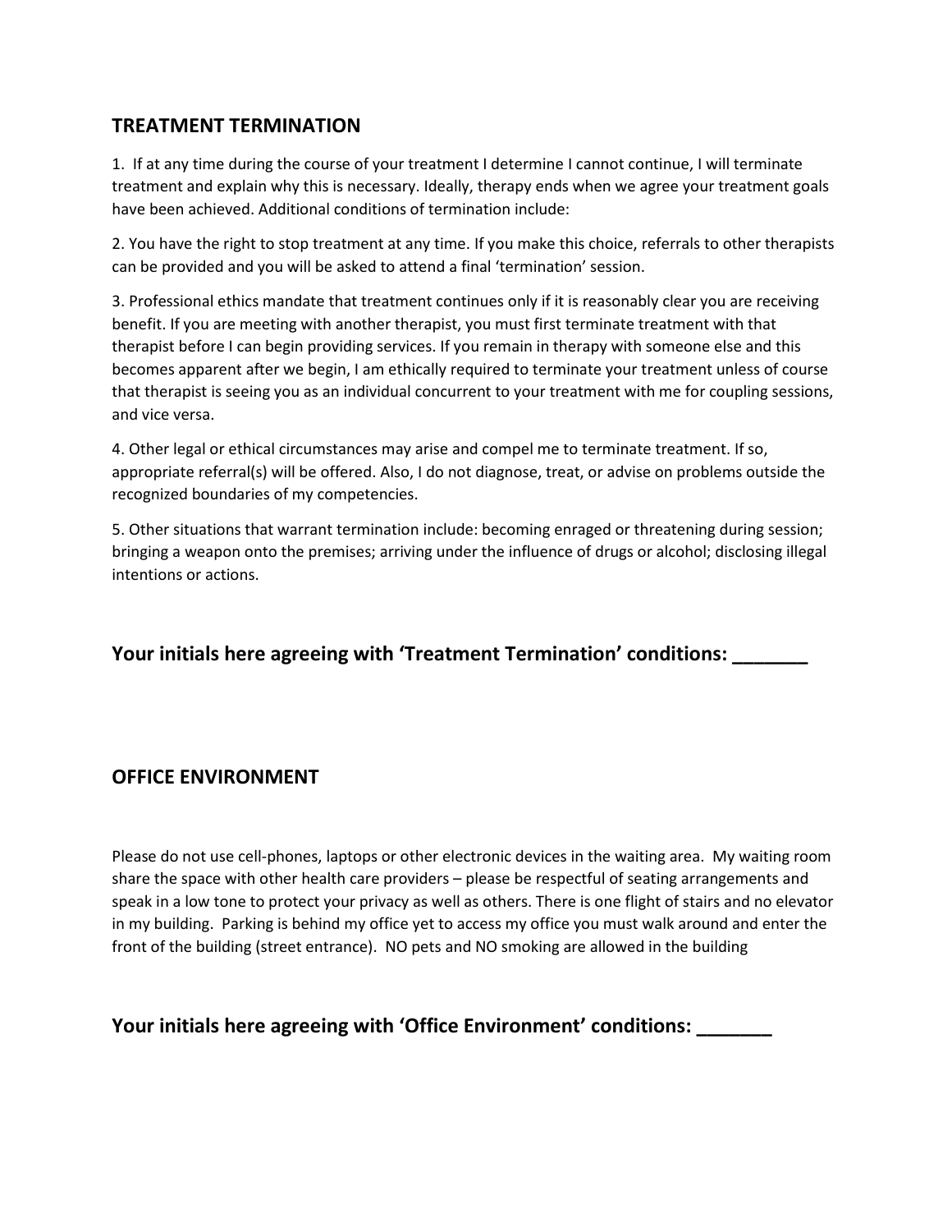## TREATMENT TERMINATION

1. If at any time during the course of your treatment I determine I cannot continue, I will terminate treatment and explain why this is necessary. Ideally, therapy ends when we agree your treatment goals have been achieved. Additional conditions of termination include:

2. You have the right to stop treatment at any time. If you make this choice, referrals to other therapists can be provided and you will be asked to attend a final 'termination' session.

3. Professional ethics mandate that treatment continues only if it is reasonably clear you are receiving benefit. If you are meeting with another therapist, you must first terminate treatment with that therapist before I can begin providing services. If you remain in therapy with someone else and this becomes apparent after we begin, I am ethically required to terminate your treatment unless of course that therapist is seeing you as an individual concurrent to your treatment with me for coupling sessions, and vice versa.

4. Other legal or ethical circumstances may arise and compel me to terminate treatment. If so, appropriate referral(s) will be offered. Also, I do not diagnose, treat, or advise on problems outside the recognized boundaries of my competencies.

5. Other situations that warrant termination include: becoming enraged or threatening during session; bringing a weapon onto the premises; arriving under the influence of drugs or alcohol; disclosing illegal intentions or actions.

### Your initials here agreeing with 'Treatment Termination' conditions: _______

## OFFICE ENVIRONMENT

Please do not use cell-phones, laptops or other electronic devices in the waiting area. My waiting room share the space with other health care providers – please be respectful of seating arrangements and speak in a low tone to protect your privacy as well as others. There is one flight of stairs and no elevator in my building. Parking is behind my office yet to access my office you must walk around and enter the front of the building (street entrance). NO pets and NO smoking are allowed in the building

### Your initials here agreeing with 'Office Environment' conditions: _______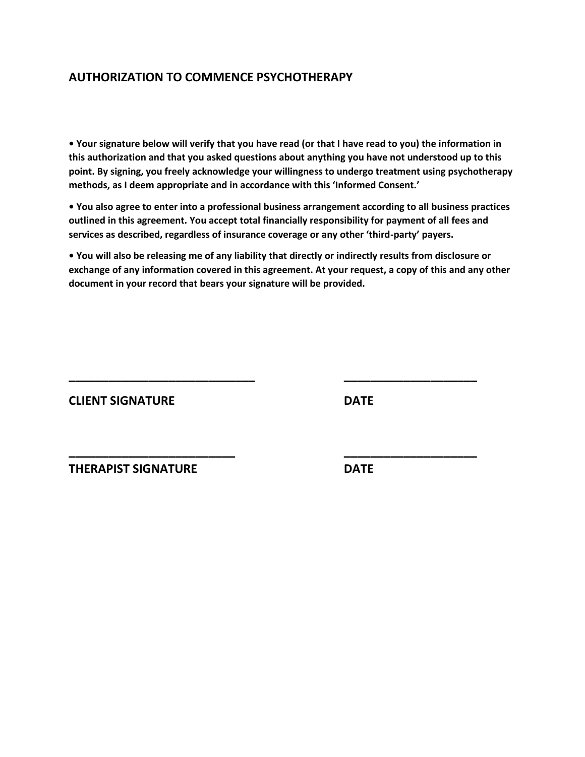## AUTHORIZATION TO COMMENCE PSYCHOTHERAPY

**• Your signature below will verify that you have read (or that I have read to you) the information in this authorization and that you asked questions about anything you have not understood up to this point. By signing, you freely acknowledge your willingness to undergo treatment using psychotherapy methods, as I deem appropriate and in accordance with this 'Informed Consent.'**

**• You also agree to enter into a professional business arrangement according to all business practices outlined in this agreement. You accept total financially responsibility for payment of all fees and services as described, regardless of insurance coverage or any other 'third-party' payers.**

**• You will also be releasing me of any liability that directly or indirectly results from disclosure or exchange of any information covered in this agreement. At your request, a copy of this and any other document in your record that bears your signature will be provided.**

\_\_\_\_\_\_\_\_\_\_\_\_\_\_\_\_\_\_\_\_\_\_\_\_\_\_\_\_\_\_ \_\_\_\_\_\_\_\_\_\_\_\_\_\_\_\_\_\_\_\_\_\_

**CLIENT SIGNATURE** **DATE**

\_\_\_\_\_\_\_\_\_\_\_\_\_\_\_\_\_\_\_\_\_\_\_\_\_\_\_ \_\_\_\_\_\_\_\_\_\_\_\_\_\_\_\_\_\_\_\_\_\_

**THERAPIST SIGNATURE** **DATE**